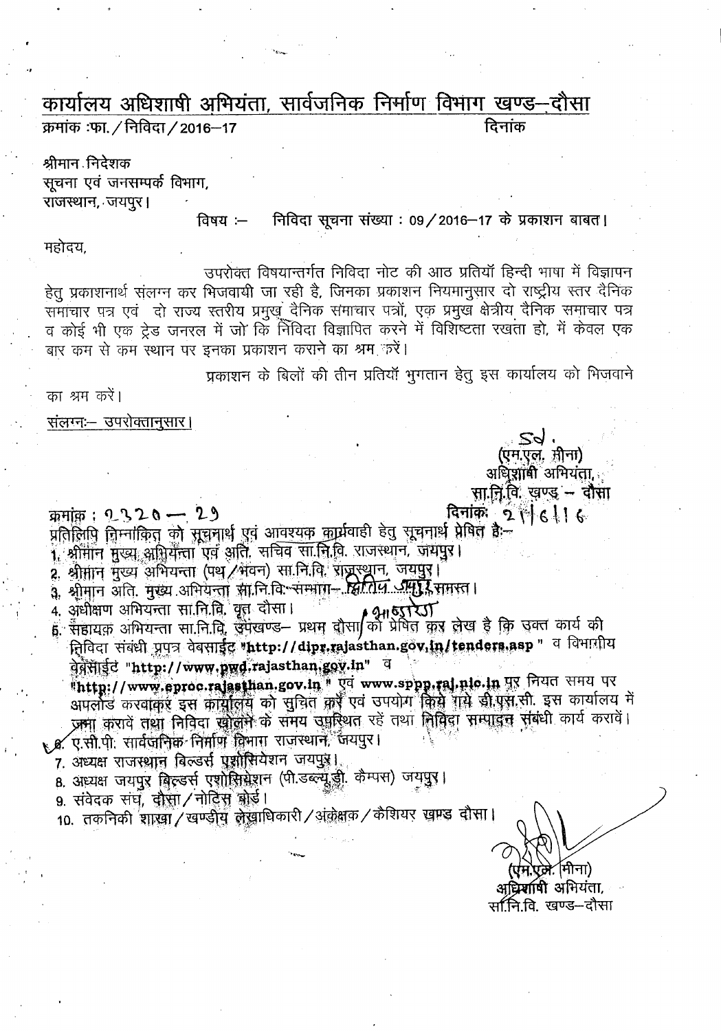# कार्यालय अधिशाषी अभियंता, सार्वजनिक निर्माण विभाग खण्ड–दौसा

क्रमांक :फा. / निविदा / 2016–17 दिनांक

श्रीमान निदेशक
सूचना एवं जनसम्पर्क विभाग,
राजस्थान, जयपुर।

विषय :– निविदा सूचना संख्या : 09 / 2016–17 के प्रकाशन बाबत।

महोदय,

उपरोक्त विषयान्तर्गत निविदा नोट की आठ प्रतियाँ हिन्दी भाषा में विज्ञापन हेतु प्रकाशनार्थ संलग्न कर भिजवायी जा रही है, जिनका प्रकाशन नियमानुसार दो राष्ट्रीय स्तर दैनिक समाचार पत्र एवं दो राज्य स्तरीय प्रमुख दैनिक समाचार पत्रों, एक प्रमुख क्षेत्रीय दैनिक समाचार पत्र व कोई भी एक ट्रेड जनरल में जो कि निविदा विज्ञापित करने में विशिष्टता रखता हो, में केवल एक बार कम से कम स्थान पर इनका प्रकाशन कराने का श्रम करें।

प्रकाशन के बिलों की तीन प्रतियाँ भुगतान हेतु इस कार्यालय को भिजवाने का श्रम करें।

संलग्नः– उपरोक्तानुसार।

Sd.
(एम.एल. मीना)
अधिशाषी अभियंता,
सा.नि.वि. खण्ड – दौसा

क्रमांक : 2320 — 29 दिनांक: 21|6|16

प्रतिलिपि निम्नांकित को सूचनार्थ एवं आवश्यक कार्यवाही हेतु सूचनार्थ प्रेषित है:–

1. श्रीमान मुख्य अभियन्ता एवं अति. सचिव सा.नि.वि. राजस्थान, जयपुर।
2. श्रीमान मुख्य अभियन्ता (पथ / भवन) सा.नि.वि. राजस्थान, जयपुर।
3. श्रीमान अति. मुख्य अभियन्ता सा.नि.वि. संभाग– द्वितीय जयपुर समस्त।
4. अधीक्षण अभियन्ता सा.नि.वि. वृत दौसा।
5. सहायक अभियन्ता सा.नि.वि. उपखण्ड– प्रथम दौसा/ महवा को प्रेषित कर लेख है कि उक्त कार्य की निविदा संबंधी प्रपत्र वेबसाईट "http://dipr.rajasthan.gov.in/tenders.asp" व विभागीय वेबसाईट "http://www.pwd.rajasthan.gov.in" व "http://www.eproc.rajasthan.gov.in" एवं www.sppp.raj.nic.in पर नियत समय पर अपलोड करवाकर इस कार्यालय को सुचित करें एवं उपयोग किये गये डी.एस.सी. इस कार्यालय में जमा करावें तथा निविदा खोलने के समय उपस्थित रहें तथा निविदा सम्पादन संबंधी कार्य करावें।
6. ए.सी.पी. सार्वजनिक निर्माण विभाग राजस्थान, जयपुर।
7. अध्यक्ष राजस्थान बिल्डर्स एशोसियेशन जयपुर।
8. अध्यक्ष जयपुर बिल्डर्स एशोसियेशन (पी.डब्ल्यू.डी. कैम्पस) जयपुर।
9. संवेदक संघ, दौसा / नोटिस बोर्ड।
10. तकनिकी शाखा / खण्डीय लेखाधिकारी / अंकेक्षक / कैशियर खण्ड दौसा।

(एम.एल. मीना)
अधिशाषी अभियंता,
सा.नि.वि. खण्ड–दौसा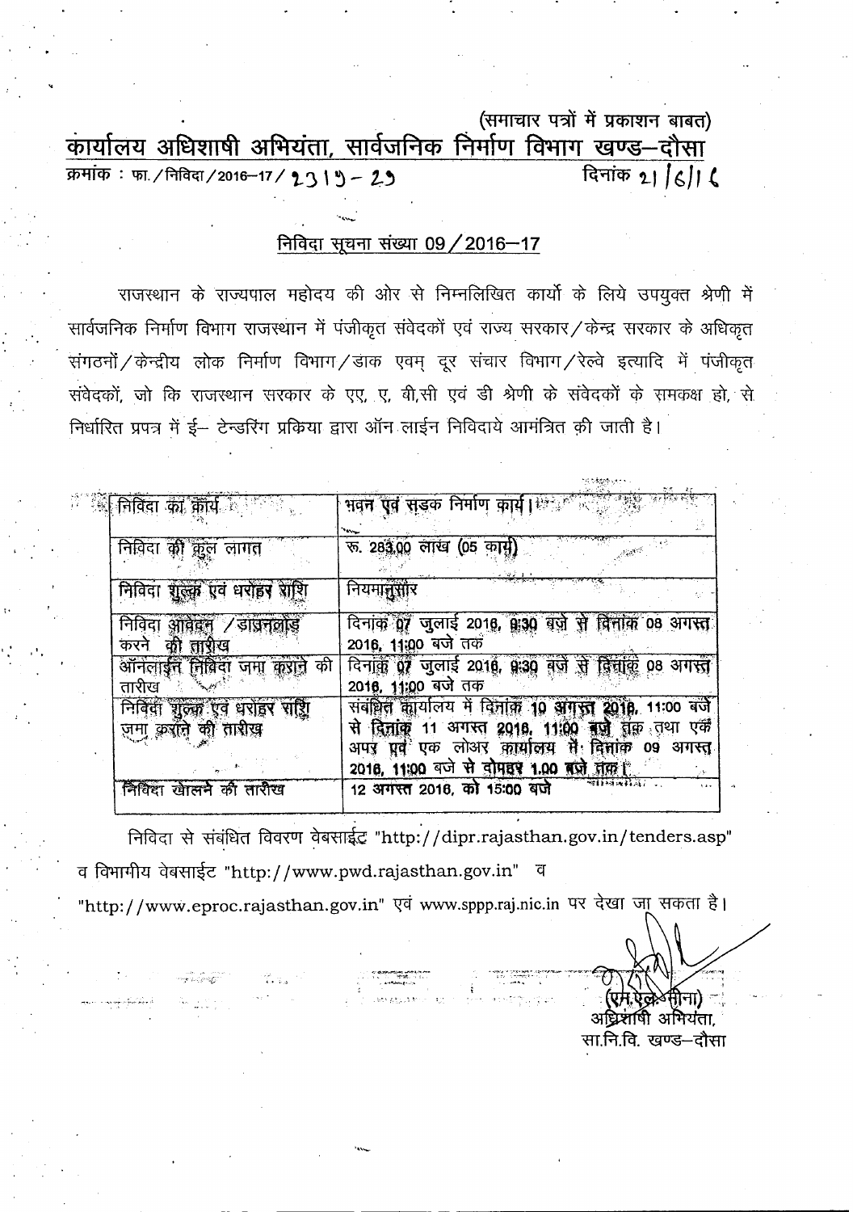(समाचार पत्रों में प्रकाशन बाबत)

# कार्यालय अधिशाषी अभियंता, सार्वजनिक निर्माण विभाग खण्ड–दौसा

क्रमांक : फा./निविदा/2016–17/ 2315 – 29 दिनांक 21/6/16

## निविदा सूचना संख्या 09/2016–17

राजस्थान के राज्यपाल महोदय की ओर से निम्नलिखित कार्यो के लिये उपयुक्त श्रेणी में सार्वजनिक निर्माण विभाग राजस्थान में पंजीकृत संवेदकों एवं राज्य सरकार/केन्द्र सरकार के अधिकृत संगठनों/केन्द्रीय लोक निर्माण विभाग/डाक एवम् दूर संचार विभाग/रेल्वे इत्यादि में पंजीकृत संवेदकों, जो कि राजस्थान सरकार के एए, ए, बी,सी एवं डी श्रेणी के संवेदकों के समकक्ष हो, से निर्धारित प्रपत्र में ई– टेन्डरिंग प्रकिया द्वारा ऑन लाईन निविदाये आमंत्रित की जाती है।

| | |
|---|---|
| निविदा का कार्य | भवन एवं सड़क निर्माण कार्य। |
| निविदा की कुल लागत | रू. 283.00 लाख (05 कार्य) |
| निविदा शुल्क एवं धरोहर राशि | नियमानुसार |
| निविदा आवेदन /डाउनलोड करने की तारीख | दिनांक 07 जुलाई 2016, 9:30 बजे से दिनांक 08 अगस्त 2016, 11:00 बजे तक |
| ऑनलाईन निविदा जमा कराने की तारीख | दिनांक 07 जुलाई 2016, 9:30 बजे से दिनांक 08 अगस्त 2016, 11:00 बजे तक |
| निविदा शुल्क एवं धरोहर राशि जमा कराने की तारीख | संबंधित कार्यालय में दिनांक 10 अगस्त 2016, 11:00 बजे से दिनांक 11 अगस्त 2016, 11:00 बजे तक तथा एवं अपर एवं एक लोअर कार्यालय में दिनांक 09 अगस्त 2016, 11:00 बजे से दोपहर 1.00 बजे तक। |
| निविदा खोलने की तारीख | 12 अगस्त 2016, को 15:00 बजे |

निविदा से संबंधित विवरण वेबसाईट "http://dipr.rajasthan.gov.in/tenders.asp" व विभागीय वेबसाईट "http://www.pwd.rajasthan.gov.in" व "http://www.eproc.rajasthan.gov.in" एवं www.sppp.raj.nic.in पर देखा जा सकता है।

(एम.एल. मीना)
अधिशाषी अभियंता,
सा.नि.वि. खण्ड–दौसा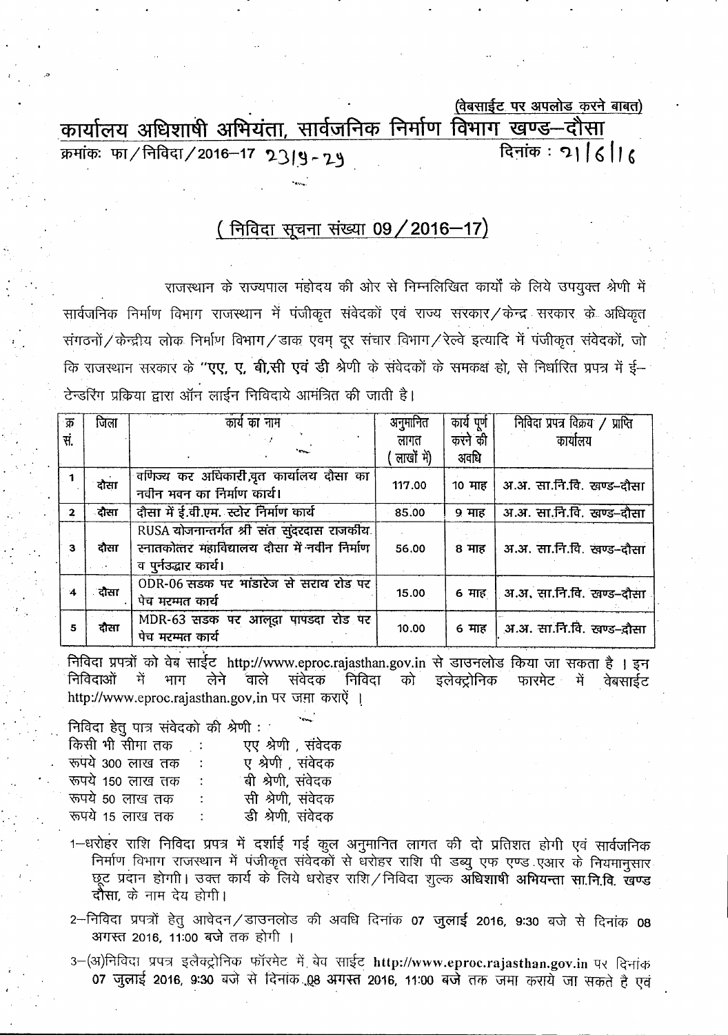(वेबसाईट पर अपलोड करने बाबत)

# कार्यालय अधिशाषी अभियंता, सार्वजनिक निर्माण विभाग खण्ड–दौसा

क्रमांकः फा/निविदा/2016–17 2319-29 दिनांक : 21/6/16

## ( निविदा सूचना संख्या 09/2016–17)

राजस्थान के राज्यपाल महोदय की ओर से निम्नलिखित कार्यों के लिये उपयुक्त श्रेणी में सार्वजनिक निर्माण विभाग राजस्थान में पंजीकृत संवेदकों एवं राज्य सरकार/केन्द्र सरकार के अधिकृत संगठनों/केन्द्रीय लोक निर्माण विभाग/डाक एवम् दूर संचार विभाग/रेल्वे इत्यादि में पंजीकृत संवेदकों, जो कि राजस्थान सरकार के **"एए, ए, बी,सी एवं डी** श्रेणी के संवेदकों के समकक्ष हो, से निर्धारित प्रपत्र में ई–टेन्डरिंग प्रक्रिया द्वारा ऑन लाईन निविदाये आमंत्रित की जाती है।

| क्र सं. | जिला | कार्य का नाम | अनुमानित लागत ( लाखों में) | कार्य पूर्ण करने की अवधि | निविदा प्रपत्र विक्रय / प्राप्ति कार्यालय |
|---|---|---|---|---|---|
| 1 | दौसा | वणिज्य कर अधिकारी,वृत कार्यालय दौसा का नवीन भवन का निर्माण कार्य। | 117.00 | 10 माह | अ.अ. सा.नि.वि. खण्ड–दौसा |
| 2 | दौसा | दौसा में ई.वी.एम. स्टोर निर्माण कार्य | 85.00 | 9 माह | अ.अ. सा.नि.वि. खण्ड–दौसा |
| 3 | दौसा | RUSA योजनान्तर्गत श्री संत सुंदरदास राजकीय स्नातकोत्तर महाविद्यालय दौसा में नवीन निर्माण व पुर्नउद्धार कार्य। | 56.00 | 8 माह | अ.अ. सा.नि.वि. खण्ड–दौसा |
| 4 | दौसा | ODR-06 सडक पर भांडारेज से सराय रोड पर पेच मरम्मत कार्य | 15.00 | 6 माह | अ.अ. सा.नि.वि. खण्ड–दौसा |
| 5 | दौसा | MDR-63 सडक पर आलूदा पापडदा रोड पर पेच मरम्मत कार्य | 10.00 | 6 माह | अ.अ. सा.नि.वि. खण्ड–दौसा |

निविदा प्रपत्रों को वेब साईट http://www.eproc.rajasthan.gov.in से डाउनलोड किया जा सकता है । इन निविदाओं में भाग लेने वाले संवेदक निविदा को इलेक्ट्रोनिक फारमेट में वेबसाईट http://www.eproc.rajasthan.gov.in पर जमा कराऐं ।

निविदा हेतु पात्र संवेदको की श्रेणी :

| | | |
|---|---|---|
| किसी भी सीमा तक | : | एए श्रेणी , संवेदक |
| रूपये 300 लाख तक | : | ए श्रेणी , संवेदक |
| रूपये 150 लाख तक | : | बी श्रेणी, संवेदक |
| रूपये 50 लाख तक | : | सी श्रेणी, संवेदक |
| रूपये 15 लाख तक | : | डी श्रेणी, संवेदक |

1–धरोहर राशि निविदा प्रपत्र में दर्शाई गई कुल अनुमानित लागत की दो प्रतिशत होगी एवं सार्वजनिक निर्माण विभाग राजस्थान में पंजीकृत संवेदकों से धरोहर राशि पी डब्यु एफ एण्ड एआर के नियमानुसार छूट प्रदान होगी। उक्त कार्य के लिये धरोहर राशि/निविदा शुल्क **अधिशाषी अभियन्ता सा.नि.वि. खण्ड दौसा**, के नाम देय होगी।

2–निविदा प्रपत्रों हेतु आवेदन/डाउनलोड की अवधि दिनांक 07 जुलाई 2016, 9:30 बजे से दिनांक 08 अगस्त 2016, 11:00 बजे तक होगी ।

3–(अ)निविदा प्रपत्र इलैक्ट्रोनिक फॉरमेट में बेव साईट **http://www.eproc.rajasthan.gov.in** पर दिनांक **07 जुलाई 2016, 9:30** बजे से दिनांक **08 अगस्त 2016, 11:00 बजे** तक जमा कराये जा सकते है एवं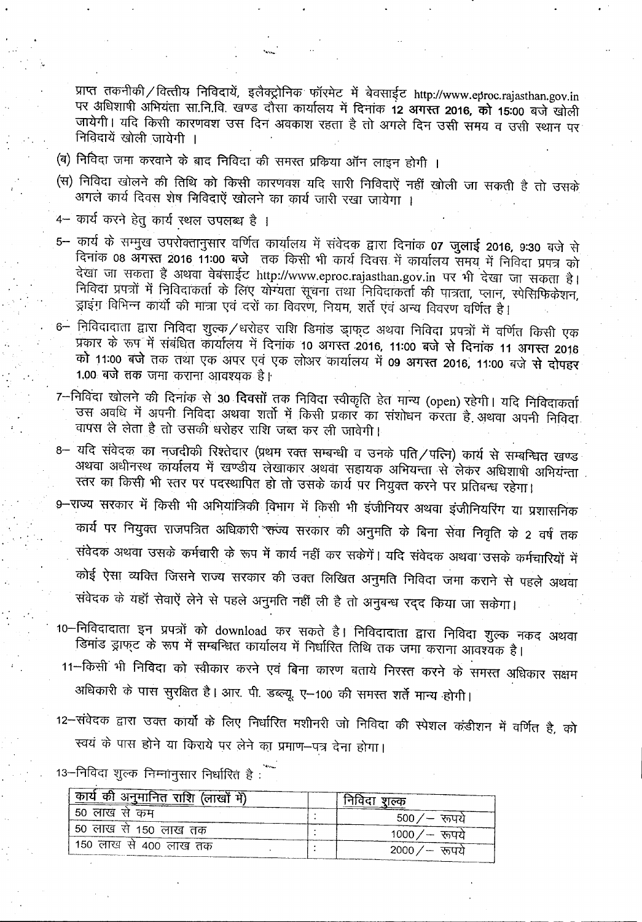प्राप्त तकनीकी/वित्तीय निविदायें, इलैक्ट्रोनिक फॉरमेट में वेबसाईट http://www.eproc.rajasthan.gov.in पर अधिशाषी अभियंता सा.नि.वि. खण्ड दौसा कार्यालय में दिनांक **12 अगस्त 2016, को** 15:00 बजे खोली जायेगी। यदि किसी कारणवश उस दिन अवकाश रहता है तो अगले दिन उसी समय व उसी स्थान पर निविदायें खोली जायेगी ।

(ब) निविदा जमा करवाने के बाद निविदा की समस्त प्रक्रिया ऑन लाइन होगी ।

(स) निविदा खोलने की तिथि को किसी कारणवश यदि सारी निविदाऐं नहीं खोली जा सकती है तो उसके अगले कार्य दिवस शेष निविदाऐं खोलने का कार्य जारी रखा जायेगा ।

4– कार्य करने हेतु कार्य स्थल उपलब्ध है ।

5– कार्य के सम्मुख उपरोक्तानुसार वर्णित कार्यालय में संवेदक द्वारा दिनांक **07 जुलाई 2016,** 9:30 बजे से दिनांक **08 अगस्त 2016 11:00 बजे** तक किसी भी कार्य दिवस में कार्यालय समय में निविदा प्रपत्र को देखा जा सकता है अथवा वेबसाईट http://www.eproc.rajasthan.gov.in पर भी देखा जा सकता है। निविदा प्रपत्रों में निविदाकर्ता के लिए योग्यता सूचना तथा निविदाकर्ता की पात्रता, प्लान, स्पेसिफिकेशन, ड्राइंग विभिन्न कार्यों की मात्रा एवं दरों का विवरण, नियम, शर्ते एवं अन्य विवरण वर्णित है।

6– निविदादाता द्वारा निविदा शुल्क/धरोहर राशि डिमांड ड्राफ्ट अथवा निविदा प्रपत्रों में वर्णित किसी एक प्रकार के रूप में संबंधित कार्यालय में दिनांक **10 अगस्त 2016, 11:00 बजे से दिनांक 11 अगस्त 2016 को 11:00 बजे** तक तथा एक अपर एवं एक लोअर कार्यालय में **09 अगस्त 2016, 11:00** बजे **से दोपहर 1.00 बजे तक** जमा कराना आवश्यक है।

7–निविदा खोलने की दिनांक से **30 दिवसों** तक निविदा स्वीकृति हेत मान्य (open) रहेगी। यदि निविदाकर्ता उस अवधि में अपनी निविदा अथवा शर्तो में किसी प्रकार का संशोधन करता है अथवा अपनी निविदा वापस ले लेता है तो उसकी धरोहर राशि जब्त कर ली जावेगी।

8– यदि संवेदक का नजदीकी रिश्तेदार (प्रथम रक्त सम्बन्धी व उनके पति/पत्नि) कार्य से सम्बन्धित खण्ड अथवा अधीनस्थ कार्यालय में खण्डीय लेखाकार अथवा सहायक अभियन्ता से लेकर अधिशाषी अभियंता स्तर का किसी भी स्तर पर पदस्थापित हो तो उसके कार्य पर नियुक्त करने पर प्रतिबन्ध रहेगा।

9–राज्य सरकार में किसी भी अभियांत्रिकी विभाग में किसी भी इंजीनियर अथवा इंजीनियरिंग या प्रशासनिक कार्य पर नियुक्त राजपत्रित अधिकारी राज्य सरकार की अनुमति के बिना सेवा निवृति के 2 वर्ष तक संवेदक अथवा उसके कर्मचारी के रूप में कार्य नहीं कर सकेगें। यदि संवेदक अथवा उसके कर्मचारियों में कोई ऐसा व्यक्ति जिसने राज्य सरकार की उक्त लिखित अनुमति निविदा जमा कराने से पहले अथवा संवेदक के यहाँ सेवाऐं लेने से पहले अनुमति नहीं ली है तो अनुबन्ध रद्द किया जा सकेगा।

10–निविदादाता इन प्रपत्रों को download कर सकते है। निविदादाता द्वारा निविदा शुल्क नकद अथवा डिमांड ड्राफ्ट के रूप में सम्बन्धित कार्यालय में निर्धारित तिथि तक जमा कराना आवश्यक है।

11–किसी भी निविदा को स्वीकार करने एवं बिना कारण बताये निरस्त करने के समस्त अधिकार सक्षम अधिकारी के पास सुरक्षित है। आर. पी. डब्ल्यू. ए–100 की समस्त शर्ते मान्य होगी।

12–संवेदक द्वारा उक्त कार्यो के लिए निर्धारित मशीनरी जो निविदा की स्पेशल कंडीशन में वर्णित है, को स्वयं के पास होने या किराये पर लेने का प्रमाण–पत्र देना होगा।

13–निविदा शुल्क निम्नानुसार निर्धारित है :

| कार्य की अनुमानित राशि (लाखों में) | | निविदा शुल्क |
|---|---|---|
| 50 लाख से कम | : | 500/– रूपये |
| 50 लाख से 150 लाख तक | : | 1000/– रूपये |
| 150 लाख से 400 लाख तक | : | 2000/– रूपये |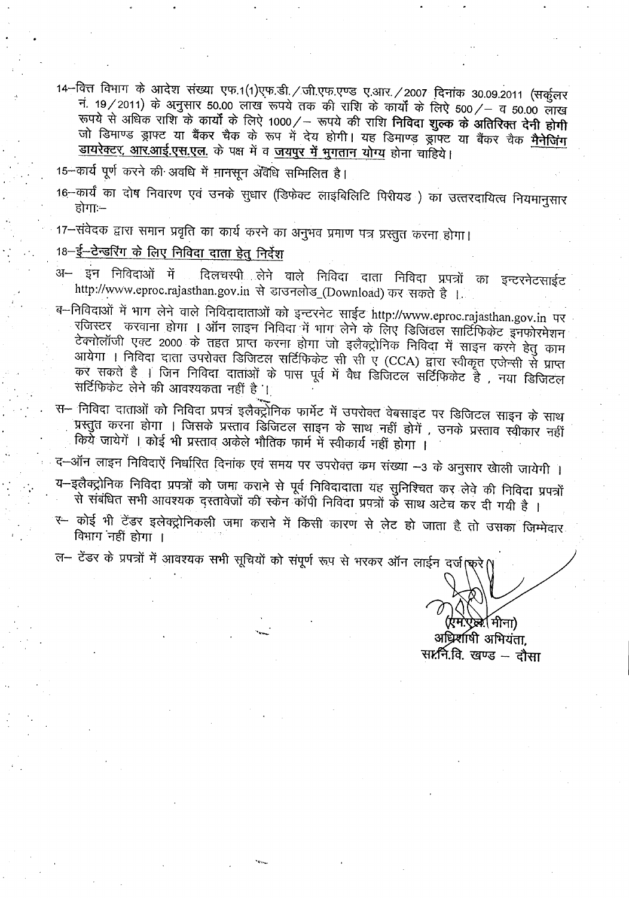14–वित्त विभाग के आदेश संख्या एफ.1(1)एफ.डी./जी.एफ.एण्ड ए.आर./2007 दिनांक 30.09.2011 (सर्कुलर नं. 19/2011) के अनुसार 50.00 लाख रूपये तक की राशि के कार्यों के लिऐ 500/– व 50.00 लाख रूपये से अधिक राशि के **कार्यों** के लिऐ 1000/– रूपये की राशि **निविदा शुल्क के अतिरिक्त देनी होगी** जो डिमाण्ड ड्राफ्ट या बैंकर चैक के रूप में देय होगी। यह डिमाण्ड ड्राफ्ट या बैंकर चैक **मैनेजिंग डायरेक्टर, आर.आई.एस.एल.** के पक्ष में व **जयपुर में भुगतान योग्य** होना चाहिये।

15–कार्य पूर्ण करने की अवधि में मानसून अवधि सम्मिलित है।

16–कार्य का दोष निवारण एवं उनके सुधार (डिफेक्ट लाइबिलिटि पिरीयड ) का उत्तरदायित्व नियमानुसार होगाः–

17–संवेदक द्वारा समान प्रवृति का कार्य करने का अनुभव प्रमाण पत्र प्रस्तुत करना होगा।

18–ई–टेन्डरिंग के लिए निविदा दाता हेतु निर्देश

अ– इन निविदाओं में दिलचस्पी लेने वाले निविदा दाता निविदा प्रपत्रों का इन्टरनेटसाईट http://www.eproc.rajasthan.gov.in से डाउनलोड (Download) कर सकते है ।

ब–निविदाओं में भाग लेने वाले निविदादाताओं को इन्टरनेट साईट http://www.eproc.rajasthan.gov.in पर रजिस्टर करवाना होगा । ऑन लाइन निविदा में भाग लेने के लिए डिजिटल सार्टिफिकेट इनफोरमेशन टेक्नोलॉजी एक्ट 2000 के तहत प्राप्त करना होगा जो इलैक्ट्रोनिक निविदा में साइन करने हेतु काम आयेगा । निविदा दाता उपरोक्त डिजिटल सर्टिफिकेट सी सी ए (CCA) द्वारा स्वीकृत एजेन्सी से प्राप्त कर सकते है । जिन निविदा दाताओं के पास पूर्व में वैध डिजिटल सर्टिफिकेट है , नया डिजिटल सर्टिफिकेट लेने की आवश्यकता नहीं है ।

स– निविदा दाताओं को निविदा प्रपत्रं इलैक्ट्रोनिक फार्मेट में उपरोक्त वेबसाइट पर डिजिटल साइन के साथ प्रस्तुत करना होगा । जिसके प्रस्ताव डिजिटल साइन के साथ नहीं होगें , उनके प्रस्ताव स्वीकार नहीं किये जायेगें । कोई भी प्रस्ताव अकेले भौतिक फार्म में स्वीकार्य नहीं होगा ।

द–ऑन लाइन निविदाऐं निर्धारित दिनांक एवं समय पर उपरोक्त क्रम संख्या –3 के अनुसार खेाली जायेगी ।

य–इलैक्ट्रोनिक निविदा प्रपत्रों को जमा कराने से पूर्व निविदादाता यह सुनिश्चित कर लेवे की निविदा प्रपत्रों से संबंधित सभी आवश्यक दस्तावेजों की स्केन कॉपी निविदा प्रपत्रों के साथ अटेच कर दी गयी है ।

र– कोई भी टेंडर इलेक्ट्रोनिकली जमा कराने में किसी कारण से लेट हो जाता है तो उसका जिम्मेदार विभाग नहीं होगा ।

ल– टेंडर के प्रपत्रों में आवश्यक सभी सूचियों को संपूर्ण रूप से भरकर ऑन लाईन दर्ज करे ।

(एम.एल. मीना)
अधिशाषी अभियंता,
सा.नि.वि. खण्ड – दौसा